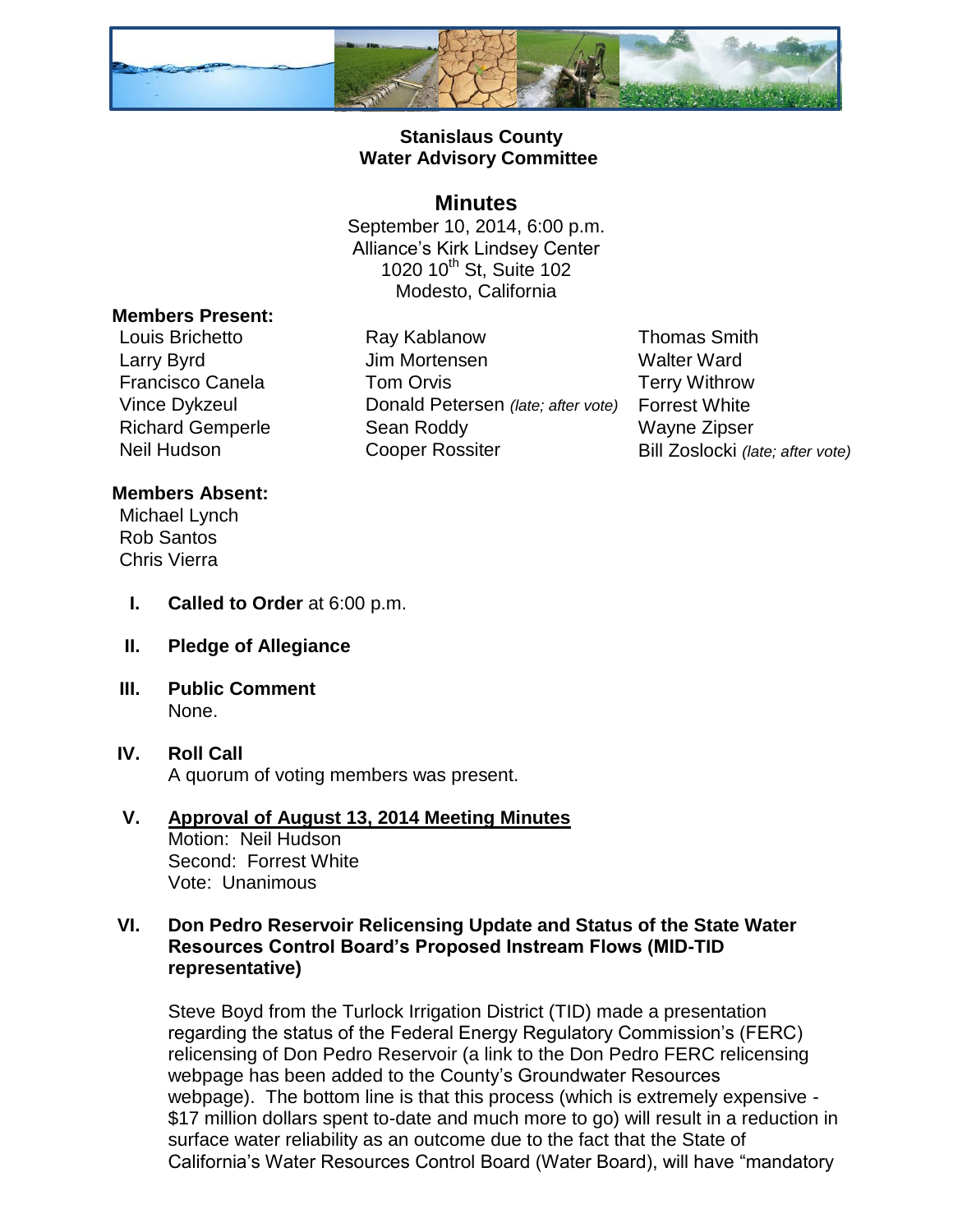# Stanislaus County
# Water Advisory Committee

## Minutes

September 10, 2014, 6:00 p.m.
Alliance's Kirk Lindsey Center
1020 10th St, Suite 102
Modesto, California

**Members Present:**

Louis Brichetto
Larry Byrd
Francisco Canela
Vince Dykzeul
Richard Gemperle
Neil Hudson
Ray Kablanow
Jim Mortensen
Tom Orvis
Donald Petersen *(late; after vote)*
Sean Roddy
Cooper Rossiter
Thomas Smith
Walter Ward
Terry Withrow
Forrest White
Wayne Zipser
Bill Zoslocki *(late; after vote)*

**Members Absent:**

Michael Lynch
Rob Santos
Chris Vierra

**I. Called to Order** at 6:00 p.m.

**II. Pledge of Allegiance**

**III. Public Comment**
None.

**IV. Roll Call**
A quorum of voting members was present.

**V. Approval of August 13, 2014 Meeting Minutes**
Motion: Neil Hudson
Second: Forrest White
Vote: Unanimous

**VI. Don Pedro Reservoir Relicensing Update and Status of the State Water Resources Control Board's Proposed Instream Flows (MID-TID representative)**

Steve Boyd from the Turlock Irrigation District (TID) made a presentation regarding the status of the Federal Energy Regulatory Commission's (FERC) relicensing of Don Pedro Reservoir (a link to the Don Pedro FERC relicensing webpage has been added to the County's Groundwater Resources webpage). The bottom line is that this process (which is extremely expensive - $17 million dollars spent to-date and much more to go) will result in a reduction in surface water reliability as an outcome due to the fact that the State of California's Water Resources Control Board (Water Board), will have "mandatory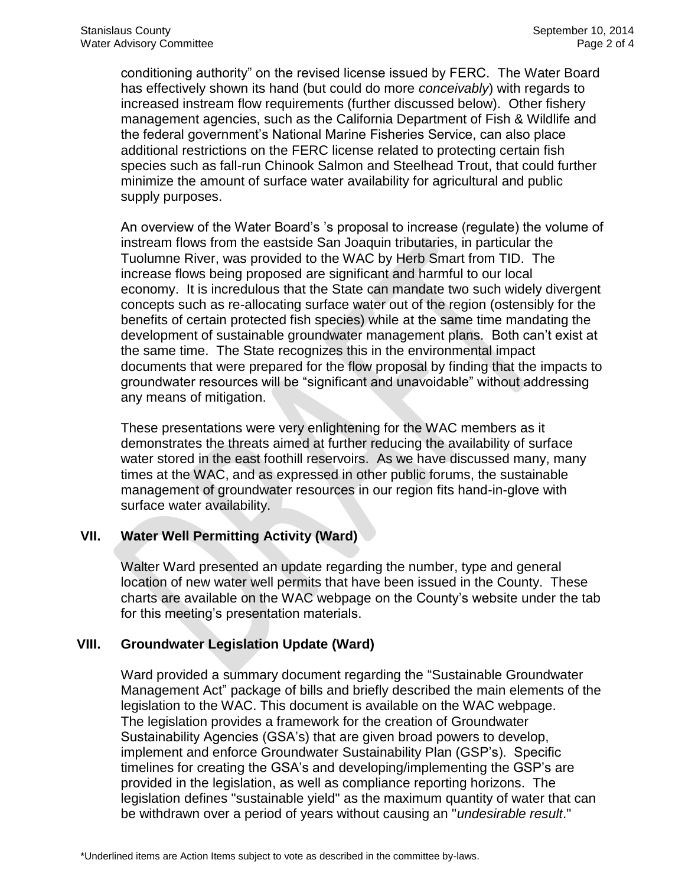conditioning authority" on the revised license issued by FERC. The Water Board has effectively shown its hand (but could do more *conceivably*) with regards to increased instream flow requirements (further discussed below). Other fishery management agencies, such as the California Department of Fish & Wildlife and the federal government's National Marine Fisheries Service, can also place additional restrictions on the FERC license related to protecting certain fish species such as fall-run Chinook Salmon and Steelhead Trout, that could further minimize the amount of surface water availability for agricultural and public supply purposes.

An overview of the Water Board's 's proposal to increase (regulate) the volume of instream flows from the eastside San Joaquin tributaries, in particular the Tuolumne River, was provided to the WAC by Herb Smart from TID. The increase flows being proposed are significant and harmful to our local economy. It is incredulous that the State can mandate two such widely divergent concepts such as re-allocating surface water out of the region (ostensibly for the benefits of certain protected fish species) while at the same time mandating the development of sustainable groundwater management plans. Both can't exist at the same time. The State recognizes this in the environmental impact documents that were prepared for the flow proposal by finding that the impacts to groundwater resources will be "significant and unavoidable" without addressing any means of mitigation.

These presentations were very enlightening for the WAC members as it demonstrates the threats aimed at further reducing the availability of surface water stored in the east foothill reservoirs. As we have discussed many, many times at the WAC, and as expressed in other public forums, the sustainable management of groundwater resources in our region fits hand-in-glove with surface water availability.

## VII. Water Well Permitting Activity (Ward)

Walter Ward presented an update regarding the number, type and general location of new water well permits that have been issued in the County. These charts are available on the WAC webpage on the County's website under the tab for this meeting's presentation materials.

## VIII. Groundwater Legislation Update (Ward)

Ward provided a summary document regarding the "Sustainable Groundwater Management Act" package of bills and briefly described the main elements of the legislation to the WAC. This document is available on the WAC webpage. The legislation provides a framework for the creation of Groundwater Sustainability Agencies (GSA's) that are given broad powers to develop, implement and enforce Groundwater Sustainability Plan (GSP's). Specific timelines for creating the GSA's and developing/implementing the GSP's are provided in the legislation, as well as compliance reporting horizons. The legislation defines "sustainable yield" as the maximum quantity of water that can be withdrawn over a period of years without causing an "*undesirable result*."

*Underlined items are Action Items subject to vote as described in the committee by-laws.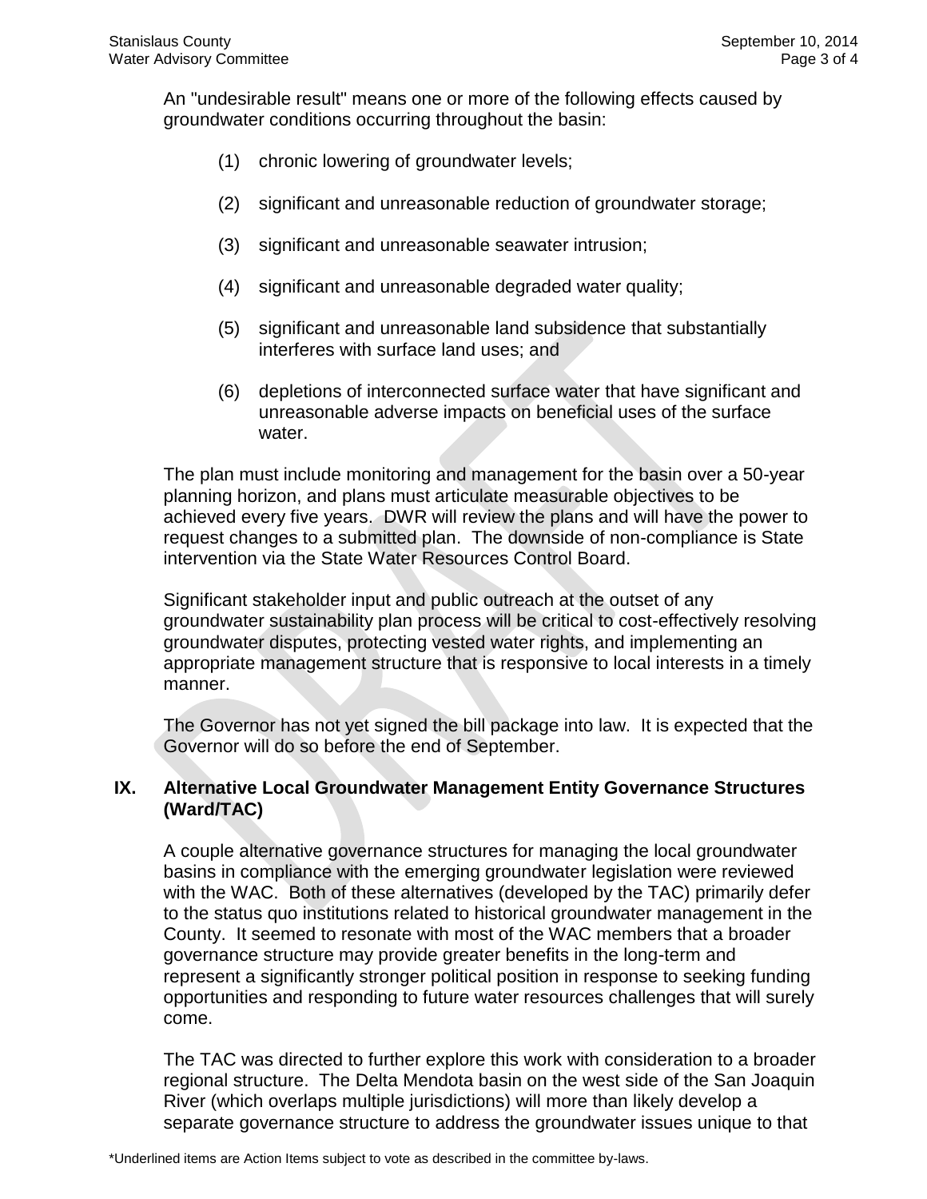An "undesirable result" means one or more of the following effects caused by groundwater conditions occurring throughout the basin:

(1) chronic lowering of groundwater levels;

(2) significant and unreasonable reduction of groundwater storage;

(3) significant and unreasonable seawater intrusion;

(4) significant and unreasonable degraded water quality;

(5) significant and unreasonable land subsidence that substantially interferes with surface land uses; and

(6) depletions of interconnected surface water that have significant and unreasonable adverse impacts on beneficial uses of the surface water.

The plan must include monitoring and management for the basin over a 50-year planning horizon, and plans must articulate measurable objectives to be achieved every five years. DWR will review the plans and will have the power to request changes to a submitted plan. The downside of non-compliance is State intervention via the State Water Resources Control Board.

Significant stakeholder input and public outreach at the outset of any groundwater sustainability plan process will be critical to cost-effectively resolving groundwater disputes, protecting vested water rights, and implementing an appropriate management structure that is responsive to local interests in a timely manner.

The Governor has not yet signed the bill package into law. It is expected that the Governor will do so before the end of September.

## IX. Alternative Local Groundwater Management Entity Governance Structures (Ward/TAC)

A couple alternative governance structures for managing the local groundwater basins in compliance with the emerging groundwater legislation were reviewed with the WAC. Both of these alternatives (developed by the TAC) primarily defer to the status quo institutions related to historical groundwater management in the County. It seemed to resonate with most of the WAC members that a broader governance structure may provide greater benefits in the long-term and represent a significantly stronger political position in response to seeking funding opportunities and responding to future water resources challenges that will surely come.

The TAC was directed to further explore this work with consideration to a broader regional structure. The Delta Mendota basin on the west side of the San Joaquin River (which overlaps multiple jurisdictions) will more than likely develop a separate governance structure to address the groundwater issues unique to that

*Underlined items are Action Items subject to vote as described in the committee by-laws.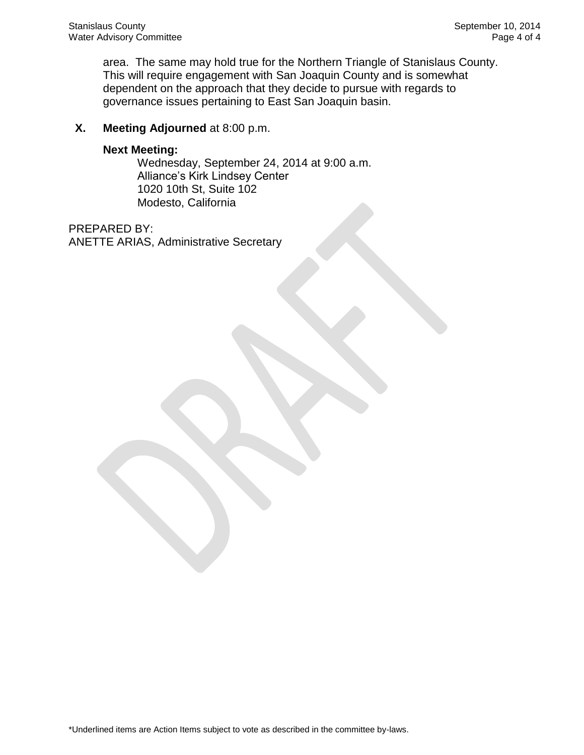area. The same may hold true for the Northern Triangle of Stanislaus County. This will require engagement with San Joaquin County and is somewhat dependent on the approach that they decide to pursue with regards to governance issues pertaining to East San Joaquin basin.

**X. Meeting Adjourned** at 8:00 p.m.

**Next Meeting:**

Wednesday, September 24, 2014 at 9:00 a.m.
Alliance's Kirk Lindsey Center
1020 10th St, Suite 102
Modesto, California

PREPARED BY:
ANETTE ARIAS, Administrative Secretary

*Underlined items are Action Items subject to vote as described in the committee by-laws.